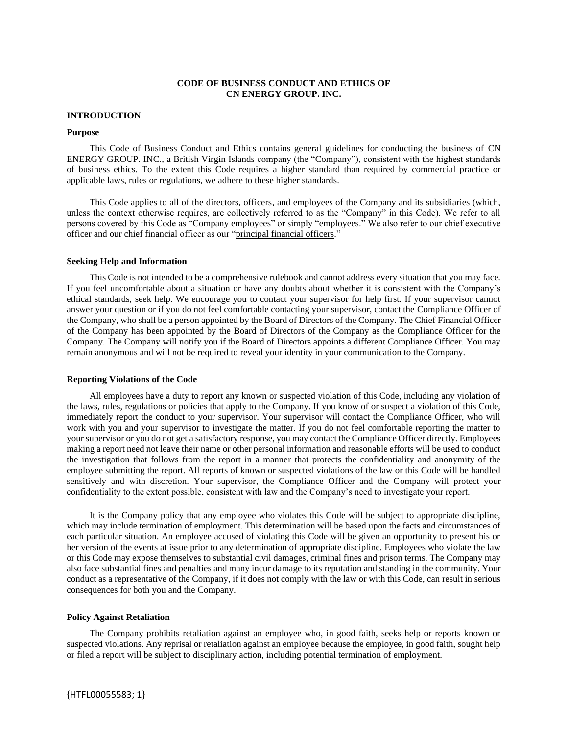**CODE OF BUSINESS CONDUCT AND ETHICS OF**
**CN ENERGY GROUP. INC.**

## INTRODUCTION

### Purpose

This Code of Business Conduct and Ethics contains general guidelines for conducting the business of CN ENERGY GROUP. INC., a British Virgin Islands company (the "Company"), consistent with the highest standards of business ethics. To the extent this Code requires a higher standard than required by commercial practice or applicable laws, rules or regulations, we adhere to these higher standards.

This Code applies to all of the directors, officers, and employees of the Company and its subsidiaries (which, unless the context otherwise requires, are collectively referred to as the "Company" in this Code). We refer to all persons covered by this Code as "Company employees" or simply "employees." We also refer to our chief executive officer and our chief financial officer as our "principal financial officers."

### Seeking Help and Information

This Code is not intended to be a comprehensive rulebook and cannot address every situation that you may face. If you feel uncomfortable about a situation or have any doubts about whether it is consistent with the Company's ethical standards, seek help. We encourage you to contact your supervisor for help first. If your supervisor cannot answer your question or if you do not feel comfortable contacting your supervisor, contact the Compliance Officer of the Company, who shall be a person appointed by the Board of Directors of the Company. The Chief Financial Officer of the Company has been appointed by the Board of Directors of the Company as the Compliance Officer for the Company. The Company will notify you if the Board of Directors appoints a different Compliance Officer. You may remain anonymous and will not be required to reveal your identity in your communication to the Company.

### Reporting Violations of the Code

All employees have a duty to report any known or suspected violation of this Code, including any violation of the laws, rules, regulations or policies that apply to the Company. If you know of or suspect a violation of this Code, immediately report the conduct to your supervisor. Your supervisor will contact the Compliance Officer, who will work with you and your supervisor to investigate the matter. If you do not feel comfortable reporting the matter to your supervisor or you do not get a satisfactory response, you may contact the Compliance Officer directly. Employees making a report need not leave their name or other personal information and reasonable efforts will be used to conduct the investigation that follows from the report in a manner that protects the confidentiality and anonymity of the employee submitting the report. All reports of known or suspected violations of the law or this Code will be handled sensitively and with discretion. Your supervisor, the Compliance Officer and the Company will protect your confidentiality to the extent possible, consistent with law and the Company's need to investigate your report.

It is the Company policy that any employee who violates this Code will be subject to appropriate discipline, which may include termination of employment. This determination will be based upon the facts and circumstances of each particular situation. An employee accused of violating this Code will be given an opportunity to present his or her version of the events at issue prior to any determination of appropriate discipline. Employees who violate the law or this Code may expose themselves to substantial civil damages, criminal fines and prison terms. The Company may also face substantial fines and penalties and many incur damage to its reputation and standing in the community. Your conduct as a representative of the Company, if it does not comply with the law or with this Code, can result in serious consequences for both you and the Company.

### Policy Against Retaliation

The Company prohibits retaliation against an employee who, in good faith, seeks help or reports known or suspected violations. Any reprisal or retaliation against an employee because the employee, in good faith, sought help or filed a report will be subject to disciplinary action, including potential termination of employment.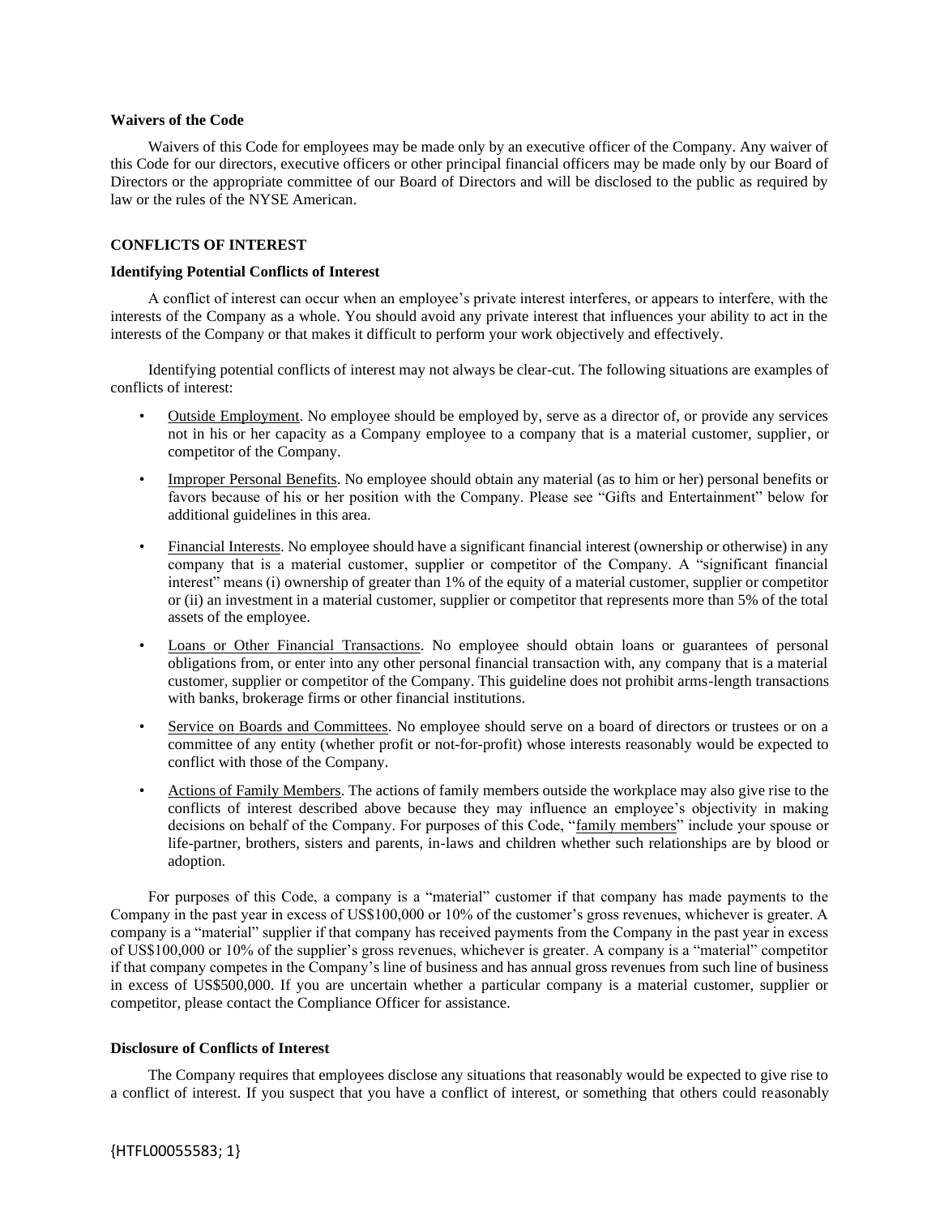### Waivers of the Code

Waivers of this Code for employees may be made only by an executive officer of the Company. Any waiver of this Code for our directors, executive officers or other principal financial officers may be made only by our Board of Directors or the appropriate committee of our Board of Directors and will be disclosed to the public as required by law or the rules of the NYSE American.

## CONFLICTS OF INTEREST

### Identifying Potential Conflicts of Interest

A conflict of interest can occur when an employee's private interest interferes, or appears to interfere, with the interests of the Company as a whole. You should avoid any private interest that influences your ability to act in the interests of the Company or that makes it difficult to perform your work objectively and effectively.

Identifying potential conflicts of interest may not always be clear-cut. The following situations are examples of conflicts of interest:

- Outside Employment. No employee should be employed by, serve as a director of, or provide any services not in his or her capacity as a Company employee to a company that is a material customer, supplier, or competitor of the Company.
- Improper Personal Benefits. No employee should obtain any material (as to him or her) personal benefits or favors because of his or her position with the Company. Please see "Gifts and Entertainment" below for additional guidelines in this area.
- Financial Interests. No employee should have a significant financial interest (ownership or otherwise) in any company that is a material customer, supplier or competitor of the Company. A "significant financial interest" means (i) ownership of greater than 1% of the equity of a material customer, supplier or competitor or (ii) an investment in a material customer, supplier or competitor that represents more than 5% of the total assets of the employee.
- Loans or Other Financial Transactions. No employee should obtain loans or guarantees of personal obligations from, or enter into any other personal financial transaction with, any company that is a material customer, supplier or competitor of the Company. This guideline does not prohibit arms-length transactions with banks, brokerage firms or other financial institutions.
- Service on Boards and Committees. No employee should serve on a board of directors or trustees or on a committee of any entity (whether profit or not-for-profit) whose interests reasonably would be expected to conflict with those of the Company.
- Actions of Family Members. The actions of family members outside the workplace may also give rise to the conflicts of interest described above because they may influence an employee's objectivity in making decisions on behalf of the Company. For purposes of this Code, "family members" include your spouse or life-partner, brothers, sisters and parents, in-laws and children whether such relationships are by blood or adoption.

For purposes of this Code, a company is a "material" customer if that company has made payments to the Company in the past year in excess of US$100,000 or 10% of the customer's gross revenues, whichever is greater. A company is a "material" supplier if that company has received payments from the Company in the past year in excess of US$100,000 or 10% of the supplier's gross revenues, whichever is greater. A company is a "material" competitor if that company competes in the Company's line of business and has annual gross revenues from such line of business in excess of US$500,000. If you are uncertain whether a particular company is a material customer, supplier or competitor, please contact the Compliance Officer for assistance.

### Disclosure of Conflicts of Interest

The Company requires that employees disclose any situations that reasonably would be expected to give rise to a conflict of interest. If you suspect that you have a conflict of interest, or something that others could reasonably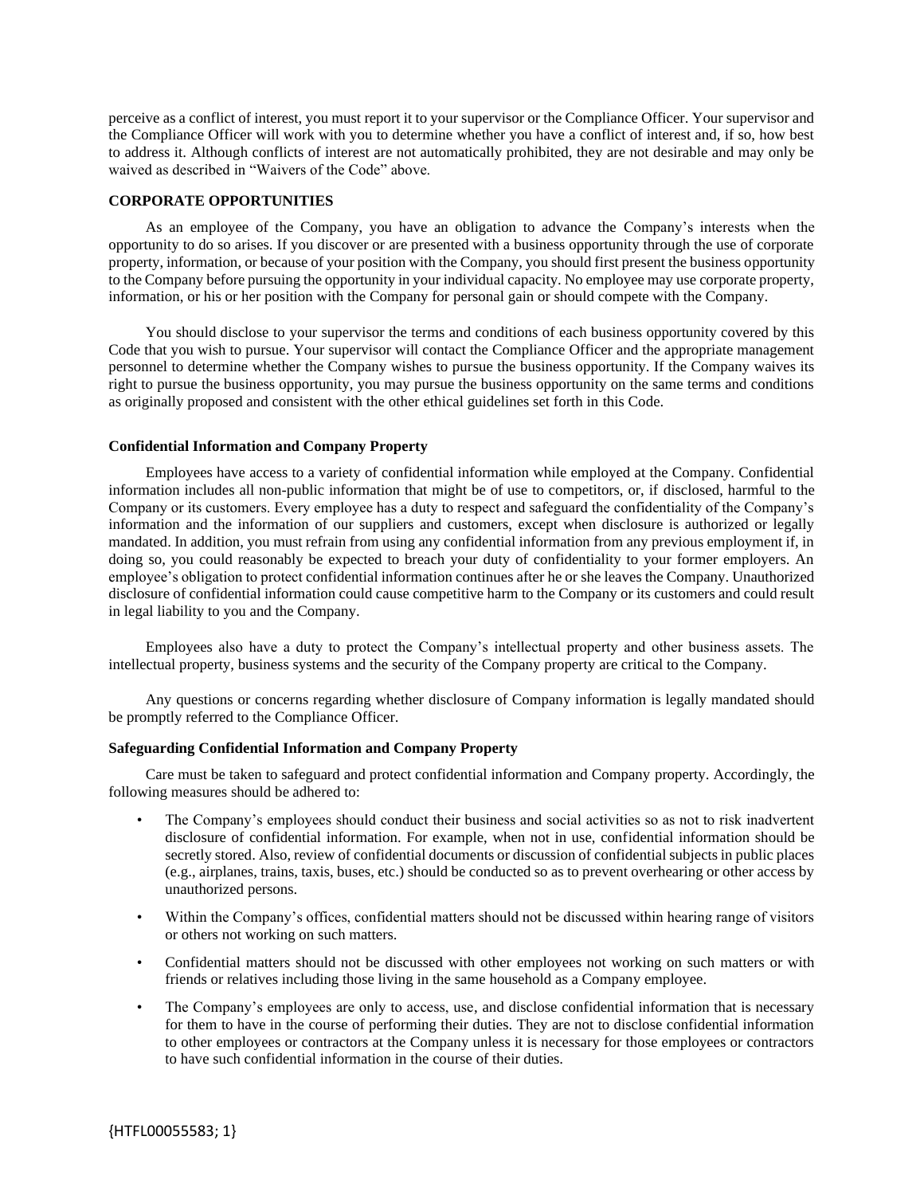perceive as a conflict of interest, you must report it to your supervisor or the Compliance Officer. Your supervisor and the Compliance Officer will work with you to determine whether you have a conflict of interest and, if so, how best to address it. Although conflicts of interest are not automatically prohibited, they are not desirable and may only be waived as described in "Waivers of the Code" above.

## CORPORATE OPPORTUNITIES

As an employee of the Company, you have an obligation to advance the Company's interests when the opportunity to do so arises. If you discover or are presented with a business opportunity through the use of corporate property, information, or because of your position with the Company, you should first present the business opportunity to the Company before pursuing the opportunity in your individual capacity. No employee may use corporate property, information, or his or her position with the Company for personal gain or should compete with the Company.

You should disclose to your supervisor the terms and conditions of each business opportunity covered by this Code that you wish to pursue. Your supervisor will contact the Compliance Officer and the appropriate management personnel to determine whether the Company wishes to pursue the business opportunity. If the Company waives its right to pursue the business opportunity, you may pursue the business opportunity on the same terms and conditions as originally proposed and consistent with the other ethical guidelines set forth in this Code.

### Confidential Information and Company Property

Employees have access to a variety of confidential information while employed at the Company. Confidential information includes all non-public information that might be of use to competitors, or, if disclosed, harmful to the Company or its customers. Every employee has a duty to respect and safeguard the confidentiality of the Company's information and the information of our suppliers and customers, except when disclosure is authorized or legally mandated. In addition, you must refrain from using any confidential information from any previous employment if, in doing so, you could reasonably be expected to breach your duty of confidentiality to your former employers. An employee's obligation to protect confidential information continues after he or she leaves the Company. Unauthorized disclosure of confidential information could cause competitive harm to the Company or its customers and could result in legal liability to you and the Company.

Employees also have a duty to protect the Company's intellectual property and other business assets. The intellectual property, business systems and the security of the Company property are critical to the Company.

Any questions or concerns regarding whether disclosure of Company information is legally mandated should be promptly referred to the Compliance Officer.

### Safeguarding Confidential Information and Company Property

Care must be taken to safeguard and protect confidential information and Company property. Accordingly, the following measures should be adhered to:

- The Company's employees should conduct their business and social activities so as not to risk inadvertent disclosure of confidential information. For example, when not in use, confidential information should be secretly stored. Also, review of confidential documents or discussion of confidential subjects in public places (e.g., airplanes, trains, taxis, buses, etc.) should be conducted so as to prevent overhearing or other access by unauthorized persons.
- Within the Company's offices, confidential matters should not be discussed within hearing range of visitors or others not working on such matters.
- Confidential matters should not be discussed with other employees not working on such matters or with friends or relatives including those living in the same household as a Company employee.
- The Company's employees are only to access, use, and disclose confidential information that is necessary for them to have in the course of performing their duties. They are not to disclose confidential information to other employees or contractors at the Company unless it is necessary for those employees or contractors to have such confidential information in the course of their duties.

{HTFL00055583; 1}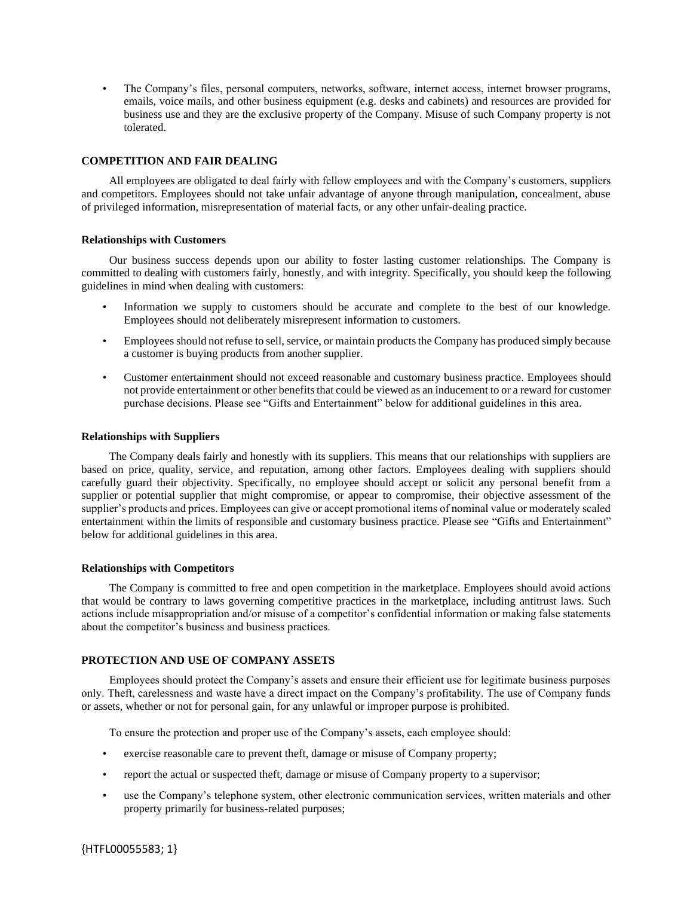- The Company's files, personal computers, networks, software, internet access, internet browser programs, emails, voice mails, and other business equipment (e.g. desks and cabinets) and resources are provided for business use and they are the exclusive property of the Company. Misuse of such Company property is not tolerated.

## COMPETITION AND FAIR DEALING

All employees are obligated to deal fairly with fellow employees and with the Company's customers, suppliers and competitors. Employees should not take unfair advantage of anyone through manipulation, concealment, abuse of privileged information, misrepresentation of material facts, or any other unfair-dealing practice.

### Relationships with Customers

Our business success depends upon our ability to foster lasting customer relationships. The Company is committed to dealing with customers fairly, honestly, and with integrity. Specifically, you should keep the following guidelines in mind when dealing with customers:

- Information we supply to customers should be accurate and complete to the best of our knowledge. Employees should not deliberately misrepresent information to customers.
- Employees should not refuse to sell, service, or maintain products the Company has produced simply because a customer is buying products from another supplier.
- Customer entertainment should not exceed reasonable and customary business practice. Employees should not provide entertainment or other benefits that could be viewed as an inducement to or a reward for customer purchase decisions. Please see "Gifts and Entertainment" below for additional guidelines in this area.

### Relationships with Suppliers

The Company deals fairly and honestly with its suppliers. This means that our relationships with suppliers are based on price, quality, service, and reputation, among other factors. Employees dealing with suppliers should carefully guard their objectivity. Specifically, no employee should accept or solicit any personal benefit from a supplier or potential supplier that might compromise, or appear to compromise, their objective assessment of the supplier's products and prices. Employees can give or accept promotional items of nominal value or moderately scaled entertainment within the limits of responsible and customary business practice. Please see "Gifts and Entertainment" below for additional guidelines in this area.

### Relationships with Competitors

The Company is committed to free and open competition in the marketplace. Employees should avoid actions that would be contrary to laws governing competitive practices in the marketplace, including antitrust laws. Such actions include misappropriation and/or misuse of a competitor's confidential information or making false statements about the competitor's business and business practices.

## PROTECTION AND USE OF COMPANY ASSETS

Employees should protect the Company's assets and ensure their efficient use for legitimate business purposes only. Theft, carelessness and waste have a direct impact on the Company's profitability. The use of Company funds or assets, whether or not for personal gain, for any unlawful or improper purpose is prohibited.

To ensure the protection and proper use of the Company's assets, each employee should:

- exercise reasonable care to prevent theft, damage or misuse of Company property;
- report the actual or suspected theft, damage or misuse of Company property to a supervisor;
- use the Company's telephone system, other electronic communication services, written materials and other property primarily for business-related purposes;

{HTFL00055583; 1}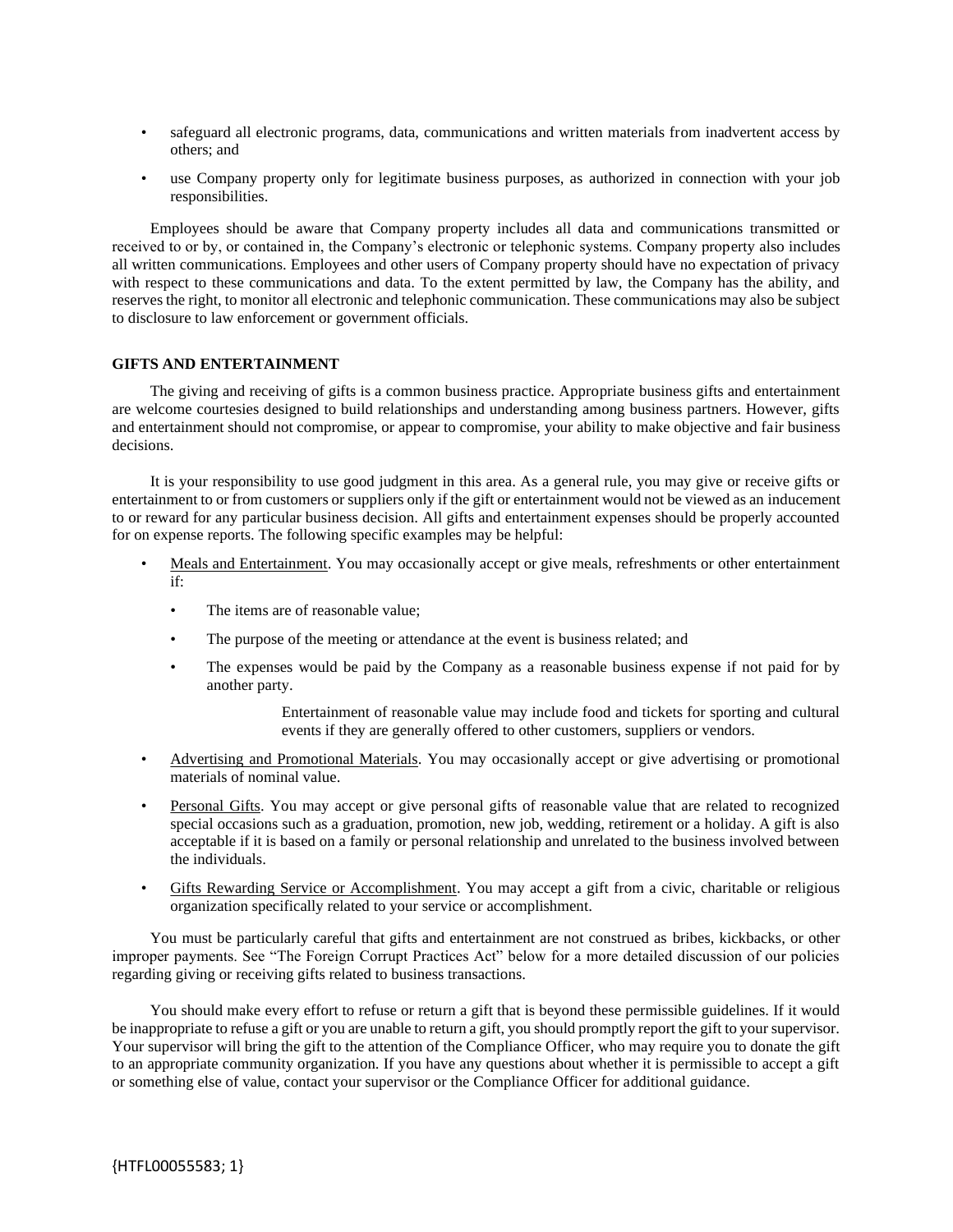- safeguard all electronic programs, data, communications and written materials from inadvertent access by others; and
- use Company property only for legitimate business purposes, as authorized in connection with your job responsibilities.

Employees should be aware that Company property includes all data and communications transmitted or received to or by, or contained in, the Company's electronic or telephonic systems. Company property also includes all written communications. Employees and other users of Company property should have no expectation of privacy with respect to these communications and data. To the extent permitted by law, the Company has the ability, and reserves the right, to monitor all electronic and telephonic communication. These communications may also be subject to disclosure to law enforcement or government officials.

**GIFTS AND ENTERTAINMENT**

The giving and receiving of gifts is a common business practice. Appropriate business gifts and entertainment are welcome courtesies designed to build relationships and understanding among business partners. However, gifts and entertainment should not compromise, or appear to compromise, your ability to make objective and fair business decisions.

It is your responsibility to use good judgment in this area. As a general rule, you may give or receive gifts or entertainment to or from customers or suppliers only if the gift or entertainment would not be viewed as an inducement to or reward for any particular business decision. All gifts and entertainment expenses should be properly accounted for on expense reports. The following specific examples may be helpful:

- Meals and Entertainment. You may occasionally accept or give meals, refreshments or other entertainment if:
  - The items are of reasonable value;
  - The purpose of the meeting or attendance at the event is business related; and
  - The expenses would be paid by the Company as a reasonable business expense if not paid for by another party.

  Entertainment of reasonable value may include food and tickets for sporting and cultural events if they are generally offered to other customers, suppliers or vendors.

- Advertising and Promotional Materials. You may occasionally accept or give advertising or promotional materials of nominal value.
- Personal Gifts. You may accept or give personal gifts of reasonable value that are related to recognized special occasions such as a graduation, promotion, new job, wedding, retirement or a holiday. A gift is also acceptable if it is based on a family or personal relationship and unrelated to the business involved between the individuals.
- Gifts Rewarding Service or Accomplishment. You may accept a gift from a civic, charitable or religious organization specifically related to your service or accomplishment.

You must be particularly careful that gifts and entertainment are not construed as bribes, kickbacks, or other improper payments. See "The Foreign Corrupt Practices Act" below for a more detailed discussion of our policies regarding giving or receiving gifts related to business transactions.

You should make every effort to refuse or return a gift that is beyond these permissible guidelines. If it would be inappropriate to refuse a gift or you are unable to return a gift, you should promptly report the gift to your supervisor. Your supervisor will bring the gift to the attention of the Compliance Officer, who may require you to donate the gift to an appropriate community organization. If you have any questions about whether it is permissible to accept a gift or something else of value, contact your supervisor or the Compliance Officer for additional guidance.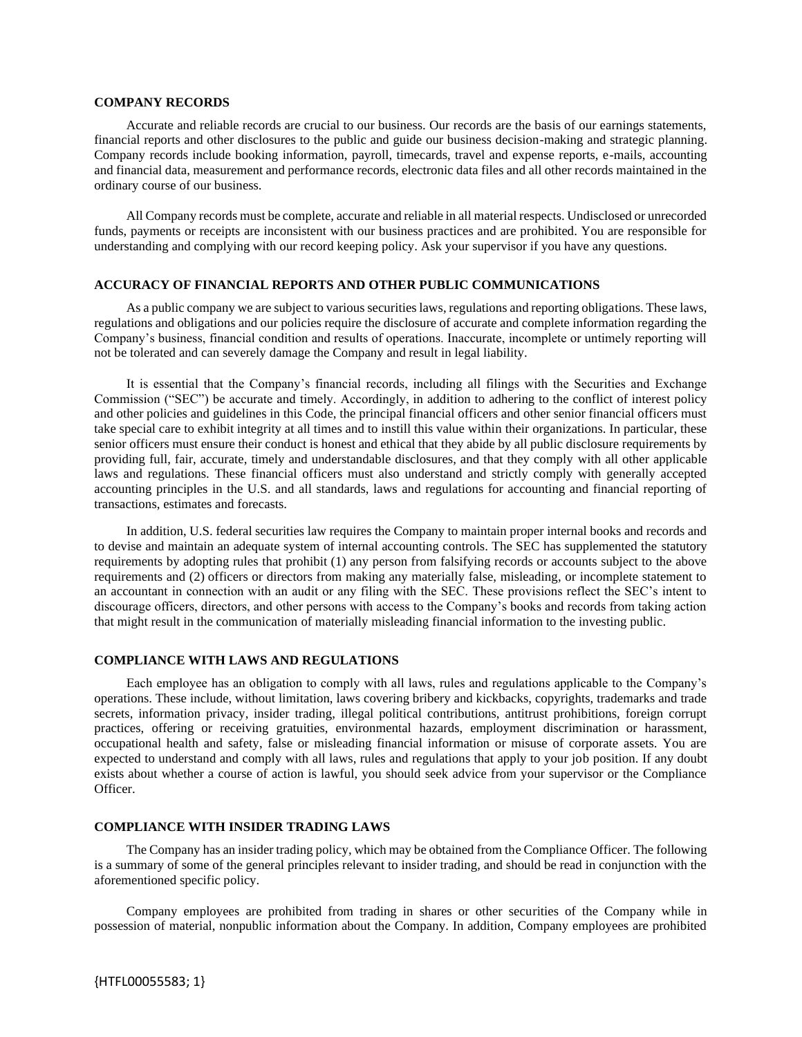## COMPANY RECORDS

Accurate and reliable records are crucial to our business. Our records are the basis of our earnings statements, financial reports and other disclosures to the public and guide our business decision-making and strategic planning. Company records include booking information, payroll, timecards, travel and expense reports, e-mails, accounting and financial data, measurement and performance records, electronic data files and all other records maintained in the ordinary course of our business.

All Company records must be complete, accurate and reliable in all material respects. Undisclosed or unrecorded funds, payments or receipts are inconsistent with our business practices and are prohibited. You are responsible for understanding and complying with our record keeping policy. Ask your supervisor if you have any questions.

## ACCURACY OF FINANCIAL REPORTS AND OTHER PUBLIC COMMUNICATIONS

As a public company we are subject to various securities laws, regulations and reporting obligations. These laws, regulations and obligations and our policies require the disclosure of accurate and complete information regarding the Company's business, financial condition and results of operations. Inaccurate, incomplete or untimely reporting will not be tolerated and can severely damage the Company and result in legal liability.

It is essential that the Company's financial records, including all filings with the Securities and Exchange Commission ("SEC") be accurate and timely. Accordingly, in addition to adhering to the conflict of interest policy and other policies and guidelines in this Code, the principal financial officers and other senior financial officers must take special care to exhibit integrity at all times and to instill this value within their organizations. In particular, these senior officers must ensure their conduct is honest and ethical that they abide by all public disclosure requirements by providing full, fair, accurate, timely and understandable disclosures, and that they comply with all other applicable laws and regulations. These financial officers must also understand and strictly comply with generally accepted accounting principles in the U.S. and all standards, laws and regulations for accounting and financial reporting of transactions, estimates and forecasts.

In addition, U.S. federal securities law requires the Company to maintain proper internal books and records and to devise and maintain an adequate system of internal accounting controls. The SEC has supplemented the statutory requirements by adopting rules that prohibit (1) any person from falsifying records or accounts subject to the above requirements and (2) officers or directors from making any materially false, misleading, or incomplete statement to an accountant in connection with an audit or any filing with the SEC. These provisions reflect the SEC's intent to discourage officers, directors, and other persons with access to the Company's books and records from taking action that might result in the communication of materially misleading financial information to the investing public.

## COMPLIANCE WITH LAWS AND REGULATIONS

Each employee has an obligation to comply with all laws, rules and regulations applicable to the Company's operations. These include, without limitation, laws covering bribery and kickbacks, copyrights, trademarks and trade secrets, information privacy, insider trading, illegal political contributions, antitrust prohibitions, foreign corrupt practices, offering or receiving gratuities, environmental hazards, employment discrimination or harassment, occupational health and safety, false or misleading financial information or misuse of corporate assets. You are expected to understand and comply with all laws, rules and regulations that apply to your job position. If any doubt exists about whether a course of action is lawful, you should seek advice from your supervisor or the Compliance Officer.

## COMPLIANCE WITH INSIDER TRADING LAWS

The Company has an insider trading policy, which may be obtained from the Compliance Officer. The following is a summary of some of the general principles relevant to insider trading, and should be read in conjunction with the aforementioned specific policy.

Company employees are prohibited from trading in shares or other securities of the Company while in possession of material, nonpublic information about the Company. In addition, Company employees are prohibited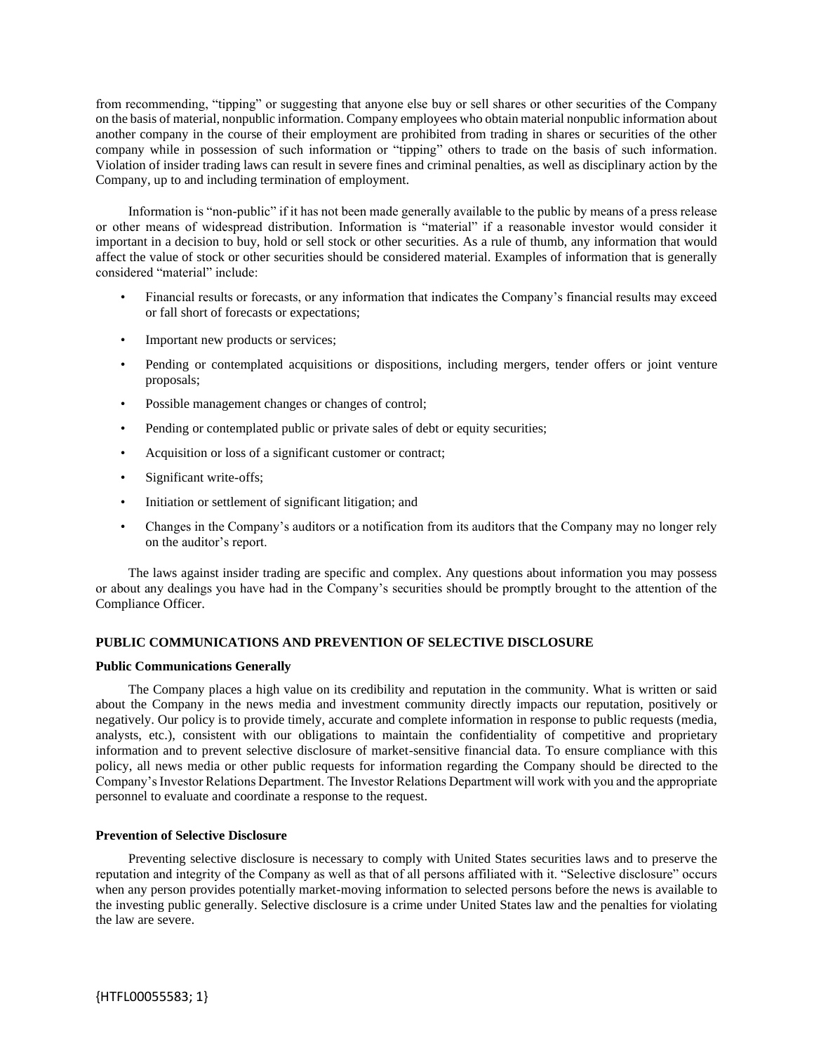from recommending, "tipping" or suggesting that anyone else buy or sell shares or other securities of the Company on the basis of material, nonpublic information. Company employees who obtain material nonpublic information about another company in the course of their employment are prohibited from trading in shares or securities of the other company while in possession of such information or "tipping" others to trade on the basis of such information. Violation of insider trading laws can result in severe fines and criminal penalties, as well as disciplinary action by the Company, up to and including termination of employment.

Information is "non-public" if it has not been made generally available to the public by means of a press release or other means of widespread distribution. Information is "material" if a reasonable investor would consider it important in a decision to buy, hold or sell stock or other securities. As a rule of thumb, any information that would affect the value of stock or other securities should be considered material. Examples of information that is generally considered "material" include:

- Financial results or forecasts, or any information that indicates the Company's financial results may exceed or fall short of forecasts or expectations;
- Important new products or services;
- Pending or contemplated acquisitions or dispositions, including mergers, tender offers or joint venture proposals;
- Possible management changes or changes of control;
- Pending or contemplated public or private sales of debt or equity securities;
- Acquisition or loss of a significant customer or contract;
- Significant write-offs;
- Initiation or settlement of significant litigation; and
- Changes in the Company's auditors or a notification from its auditors that the Company may no longer rely on the auditor's report.

The laws against insider trading are specific and complex. Any questions about information you may possess or about any dealings you have had in the Company's securities should be promptly brought to the attention of the Compliance Officer.

## PUBLIC COMMUNICATIONS AND PREVENTION OF SELECTIVE DISCLOSURE

### Public Communications Generally

The Company places a high value on its credibility and reputation in the community. What is written or said about the Company in the news media and investment community directly impacts our reputation, positively or negatively. Our policy is to provide timely, accurate and complete information in response to public requests (media, analysts, etc.), consistent with our obligations to maintain the confidentiality of competitive and proprietary information and to prevent selective disclosure of market-sensitive financial data. To ensure compliance with this policy, all news media or other public requests for information regarding the Company should be directed to the Company's Investor Relations Department. The Investor Relations Department will work with you and the appropriate personnel to evaluate and coordinate a response to the request.

### Prevention of Selective Disclosure

Preventing selective disclosure is necessary to comply with United States securities laws and to preserve the reputation and integrity of the Company as well as that of all persons affiliated with it. "Selective disclosure" occurs when any person provides potentially market-moving information to selected persons before the news is available to the investing public generally. Selective disclosure is a crime under United States law and the penalties for violating the law are severe.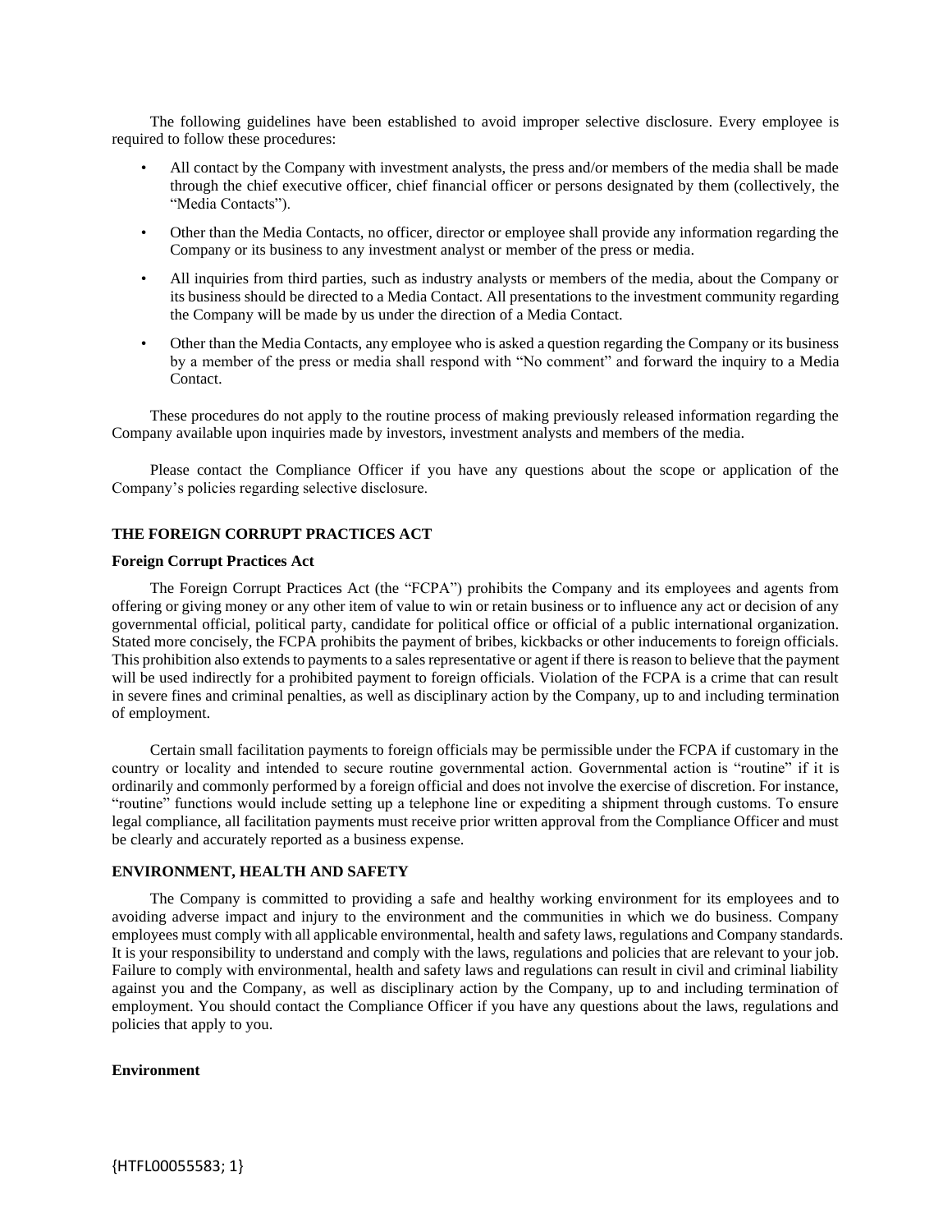The following guidelines have been established to avoid improper selective disclosure. Every employee is required to follow these procedures:

- All contact by the Company with investment analysts, the press and/or members of the media shall be made through the chief executive officer, chief financial officer or persons designated by them (collectively, the "Media Contacts").
- Other than the Media Contacts, no officer, director or employee shall provide any information regarding the Company or its business to any investment analyst or member of the press or media.
- All inquiries from third parties, such as industry analysts or members of the media, about the Company or its business should be directed to a Media Contact. All presentations to the investment community regarding the Company will be made by us under the direction of a Media Contact.
- Other than the Media Contacts, any employee who is asked a question regarding the Company or its business by a member of the press or media shall respond with "No comment" and forward the inquiry to a Media Contact.

These procedures do not apply to the routine process of making previously released information regarding the Company available upon inquiries made by investors, investment analysts and members of the media.

Please contact the Compliance Officer if you have any questions about the scope or application of the Company's policies regarding selective disclosure.

## THE FOREIGN CORRUPT PRACTICES ACT

### Foreign Corrupt Practices Act

The Foreign Corrupt Practices Act (the "FCPA") prohibits the Company and its employees and agents from offering or giving money or any other item of value to win or retain business or to influence any act or decision of any governmental official, political party, candidate for political office or official of a public international organization. Stated more concisely, the FCPA prohibits the payment of bribes, kickbacks or other inducements to foreign officials. This prohibition also extends to payments to a sales representative or agent if there is reason to believe that the payment will be used indirectly for a prohibited payment to foreign officials. Violation of the FCPA is a crime that can result in severe fines and criminal penalties, as well as disciplinary action by the Company, up to and including termination of employment.

Certain small facilitation payments to foreign officials may be permissible under the FCPA if customary in the country or locality and intended to secure routine governmental action. Governmental action is "routine" if it is ordinarily and commonly performed by a foreign official and does not involve the exercise of discretion. For instance, "routine" functions would include setting up a telephone line or expediting a shipment through customs. To ensure legal compliance, all facilitation payments must receive prior written approval from the Compliance Officer and must be clearly and accurately reported as a business expense.

## ENVIRONMENT, HEALTH AND SAFETY

The Company is committed to providing a safe and healthy working environment for its employees and to avoiding adverse impact and injury to the environment and the communities in which we do business. Company employees must comply with all applicable environmental, health and safety laws, regulations and Company standards. It is your responsibility to understand and comply with the laws, regulations and policies that are relevant to your job. Failure to comply with environmental, health and safety laws and regulations can result in civil and criminal liability against you and the Company, as well as disciplinary action by the Company, up to and including termination of employment. You should contact the Compliance Officer if you have any questions about the laws, regulations and policies that apply to you.

### Environment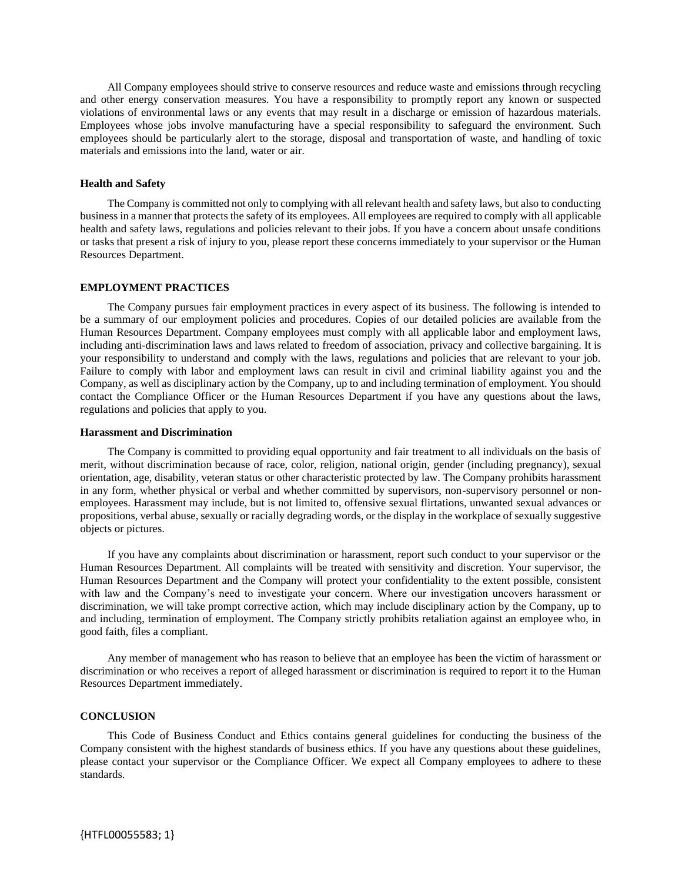All Company employees should strive to conserve resources and reduce waste and emissions through recycling and other energy conservation measures. You have a responsibility to promptly report any known or suspected violations of environmental laws or any events that may result in a discharge or emission of hazardous materials. Employees whose jobs involve manufacturing have a special responsibility to safeguard the environment. Such employees should be particularly alert to the storage, disposal and transportation of waste, and handling of toxic materials and emissions into the land, water or air.

**Health and Safety**

The Company is committed not only to complying with all relevant health and safety laws, but also to conducting business in a manner that protects the safety of its employees. All employees are required to comply with all applicable health and safety laws, regulations and policies relevant to their jobs. If you have a concern about unsafe conditions or tasks that present a risk of injury to you, please report these concerns immediately to your supervisor or the Human Resources Department.

## EMPLOYMENT PRACTICES

The Company pursues fair employment practices in every aspect of its business. The following is intended to be a summary of our employment policies and procedures. Copies of our detailed policies are available from the Human Resources Department. Company employees must comply with all applicable labor and employment laws, including anti-discrimination laws and laws related to freedom of association, privacy and collective bargaining. It is your responsibility to understand and comply with the laws, regulations and policies that are relevant to your job. Failure to comply with labor and employment laws can result in civil and criminal liability against you and the Company, as well as disciplinary action by the Company, up to and including termination of employment. You should contact the Compliance Officer or the Human Resources Department if you have any questions about the laws, regulations and policies that apply to you.

**Harassment and Discrimination**

The Company is committed to providing equal opportunity and fair treatment to all individuals on the basis of merit, without discrimination because of race, color, religion, national origin, gender (including pregnancy), sexual orientation, age, disability, veteran status or other characteristic protected by law. The Company prohibits harassment in any form, whether physical or verbal and whether committed by supervisors, non-supervisory personnel or non-employees. Harassment may include, but is not limited to, offensive sexual flirtations, unwanted sexual advances or propositions, verbal abuse, sexually or racially degrading words, or the display in the workplace of sexually suggestive objects or pictures.

If you have any complaints about discrimination or harassment, report such conduct to your supervisor or the Human Resources Department. All complaints will be treated with sensitivity and discretion. Your supervisor, the Human Resources Department and the Company will protect your confidentiality to the extent possible, consistent with law and the Company's need to investigate your concern. Where our investigation uncovers harassment or discrimination, we will take prompt corrective action, which may include disciplinary action by the Company, up to and including, termination of employment. The Company strictly prohibits retaliation against an employee who, in good faith, files a compliant.

Any member of management who has reason to believe that an employee has been the victim of harassment or discrimination or who receives a report of alleged harassment or discrimination is required to report it to the Human Resources Department immediately.

## CONCLUSION

This Code of Business Conduct and Ethics contains general guidelines for conducting the business of the Company consistent with the highest standards of business ethics. If you have any questions about these guidelines, please contact your supervisor or the Compliance Officer. We expect all Company employees to adhere to these standards.

{HTFL00055583; 1}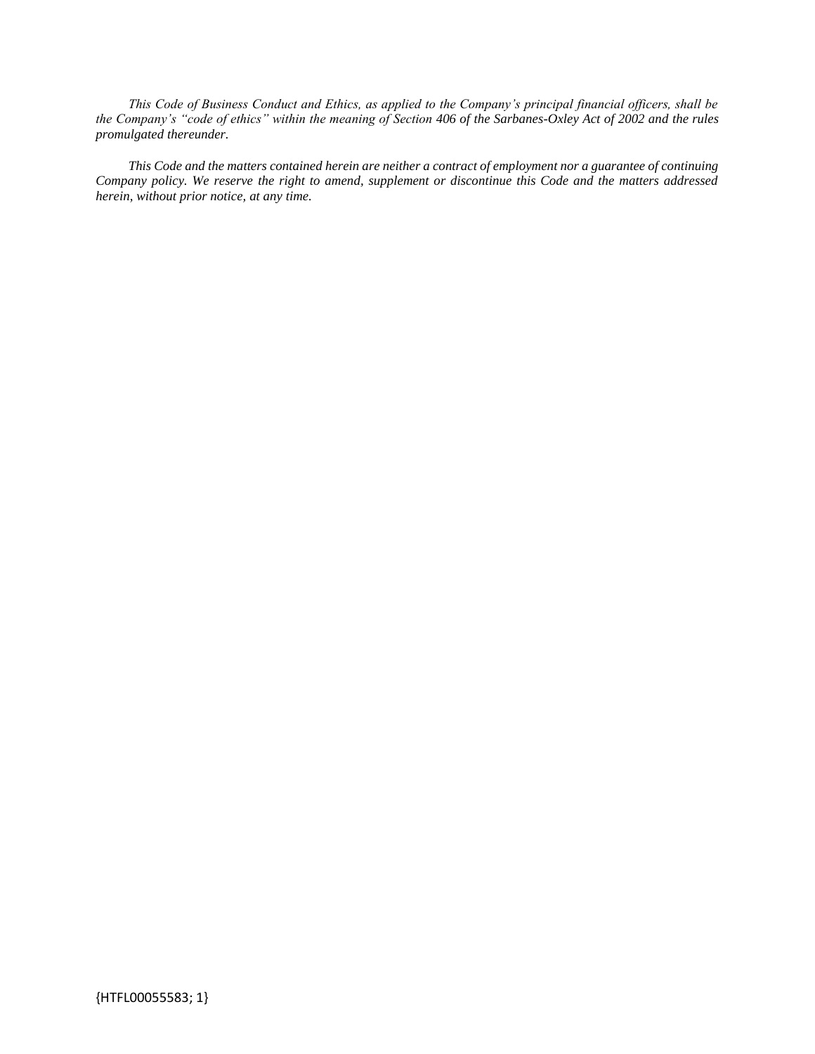*This Code of Business Conduct and Ethics, as applied to the Company's principal financial officers, shall be the Company's "code of ethics" within the meaning of Section 406 of the Sarbanes-Oxley Act of 2002 and the rules promulgated thereunder.*

*This Code and the matters contained herein are neither a contract of employment nor a guarantee of continuing Company policy. We reserve the right to amend, supplement or discontinue this Code and the matters addressed herein, without prior notice, at any time.*